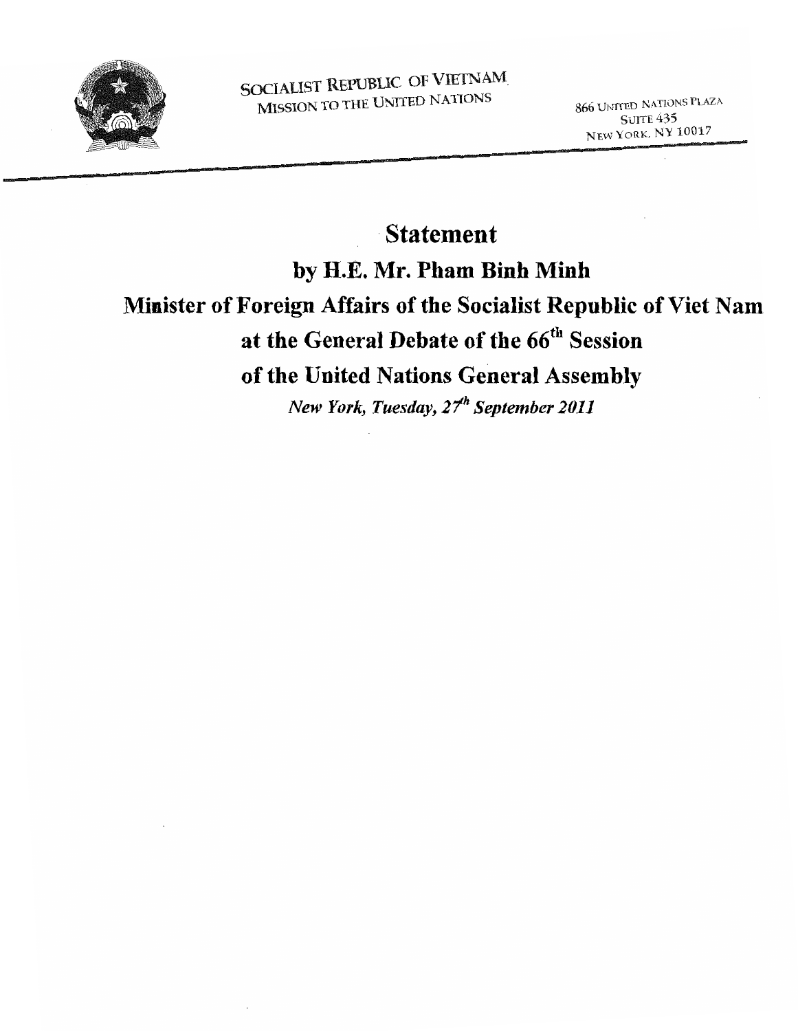SOCIALIST REPUBLIC OF VIETNAM
MISSION TO THE UNITED NATIONS

866 UNITED NATIONS PLAZA
SUITE 435
NEW YORK, NY 10017

# Statement

## by H.E. Mr. Pham Binh Minh

## Minister of Foreign Affairs of the Socialist Republic of Viet Nam

## at the General Debate of the 66th Session

## of the United Nations General Assembly

*New York, Tuesday, 27th September 2011*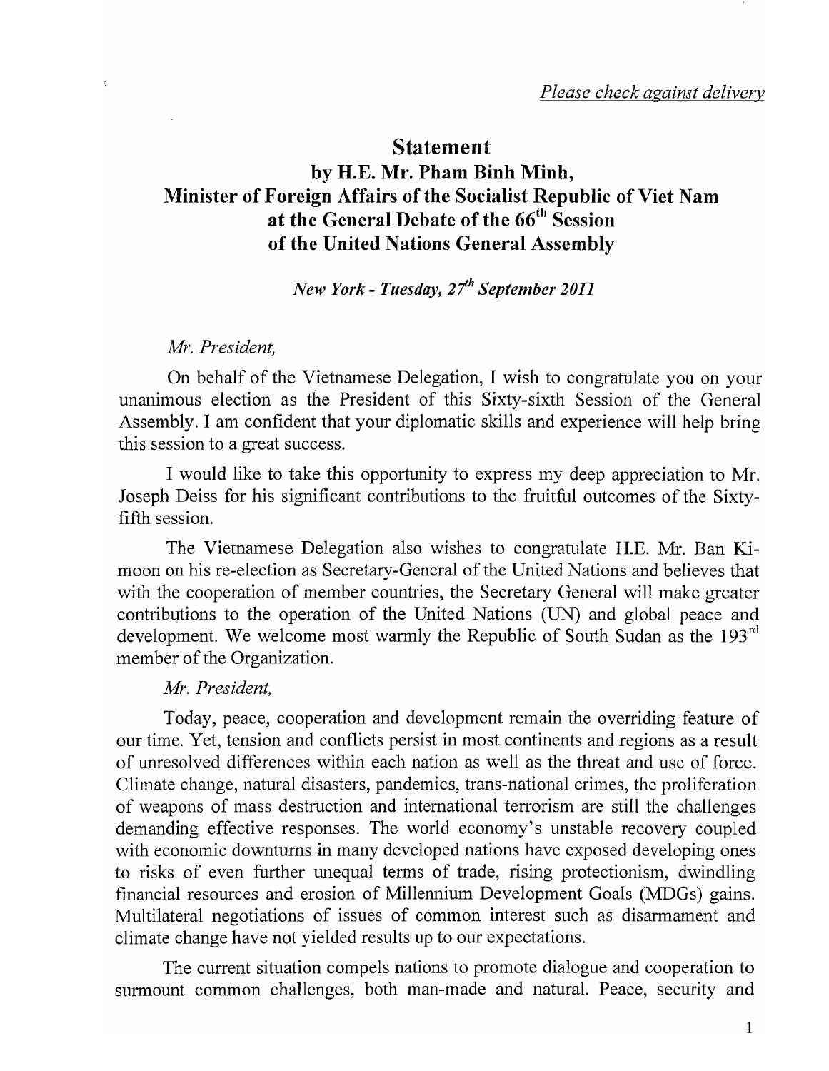*Please check against delivery*

## Statement
## by H.E. Mr. Pham Binh Minh,
## Minister of Foreign Affairs of the Socialist Republic of Viet Nam
## at the General Debate of the 66th Session
## of the United Nations General Assembly

*New York - Tuesday, 27th September 2011*

*Mr. President,*

On behalf of the Vietnamese Delegation, I wish to congratulate you on your unanimous election as the President of this Sixty-sixth Session of the General Assembly. I am confident that your diplomatic skills and experience will help bring this session to a great success.

I would like to take this opportunity to express my deep appreciation to Mr. Joseph Deiss for his significant contributions to the fruitful outcomes of the Sixty-fifth session.

The Vietnamese Delegation also wishes to congratulate H.E. Mr. Ban Ki-moon on his re-election as Secretary-General of the United Nations and believes that with the cooperation of member countries, the Secretary General will make greater contributions to the operation of the United Nations (UN) and global peace and development. We welcome most warmly the Republic of South Sudan as the 193rd member of the Organization.

*Mr. President,*

Today, peace, cooperation and development remain the overriding feature of our time. Yet, tension and conflicts persist in most continents and regions as a result of unresolved differences within each nation as well as the threat and use of force. Climate change, natural disasters, pandemics, trans-national crimes, the proliferation of weapons of mass destruction and international terrorism are still the challenges demanding effective responses. The world economy's unstable recovery coupled with economic downturns in many developed nations have exposed developing ones to risks of even further unequal terms of trade, rising protectionism, dwindling financial resources and erosion of Millennium Development Goals (MDGs) gains. Multilateral negotiations of issues of common interest such as disarmament and climate change have not yielded results up to our expectations.

The current situation compels nations to promote dialogue and cooperation to surmount common challenges, both man-made and natural. Peace, security and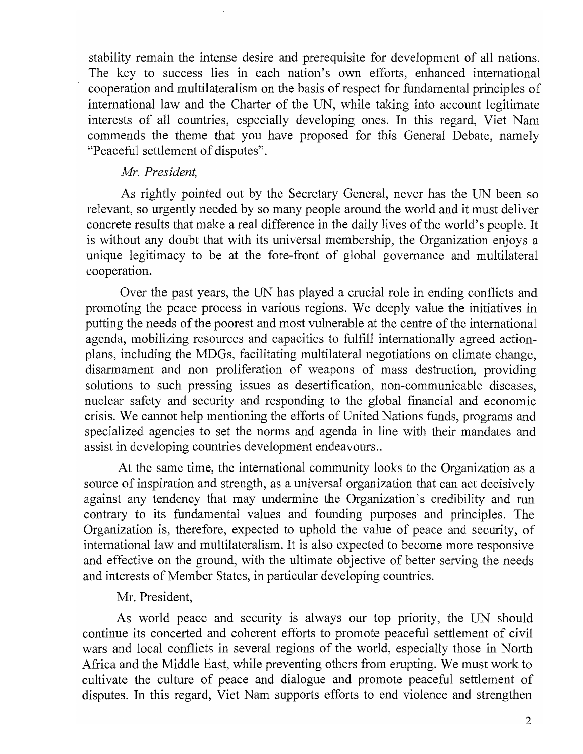stability remain the intense desire and prerequisite for development of all nations. The key to success lies in each nation's own efforts, enhanced international cooperation and multilateralism on the basis of respect for fundamental principles of international law and the Charter of the UN, while taking into account legitimate interests of all countries, especially developing ones. In this regard, Viet Nam commends the theme that you have proposed for this General Debate, namely "Peaceful settlement of disputes".

*Mr. President,*

As rightly pointed out by the Secretary General, never has the UN been so relevant, so urgently needed by so many people around the world and it must deliver concrete results that make a real difference in the daily lives of the world's people. It is without any doubt that with its universal membership, the Organization enjoys a unique legitimacy to be at the fore-front of global governance and multilateral cooperation.

Over the past years, the UN has played a crucial role in ending conflicts and promoting the peace process in various regions. We deeply value the initiatives in putting the needs of the poorest and most vulnerable at the centre of the international agenda, mobilizing resources and capacities to fulfill internationally agreed action-plans, including the MDGs, facilitating multilateral negotiations on climate change, disarmament and non proliferation of weapons of mass destruction, providing solutions to such pressing issues as desertification, non-communicable diseases, nuclear safety and security and responding to the global financial and economic crisis. We cannot help mentioning the efforts of United Nations funds, programs and specialized agencies to set the norms and agenda in line with their mandates and assist in developing countries development endeavours..

At the same time, the international community looks to the Organization as a source of inspiration and strength, as a universal organization that can act decisively against any tendency that may undermine the Organization's credibility and run contrary to its fundamental values and founding purposes and principles. The Organization is, therefore, expected to uphold the value of peace and security, of international law and multilateralism. It is also expected to become more responsive and effective on the ground, with the ultimate objective of better serving the needs and interests of Member States, in particular developing countries.

Mr. President,

As world peace and security is always our top priority, the UN should continue its concerted and coherent efforts to promote peaceful settlement of civil wars and local conflicts in several regions of the world, especially those in North Africa and the Middle East, while preventing others from erupting. We must work to cultivate the culture of peace and dialogue and promote peaceful settlement of disputes. In this regard, Viet Nam supports efforts to end violence and strengthen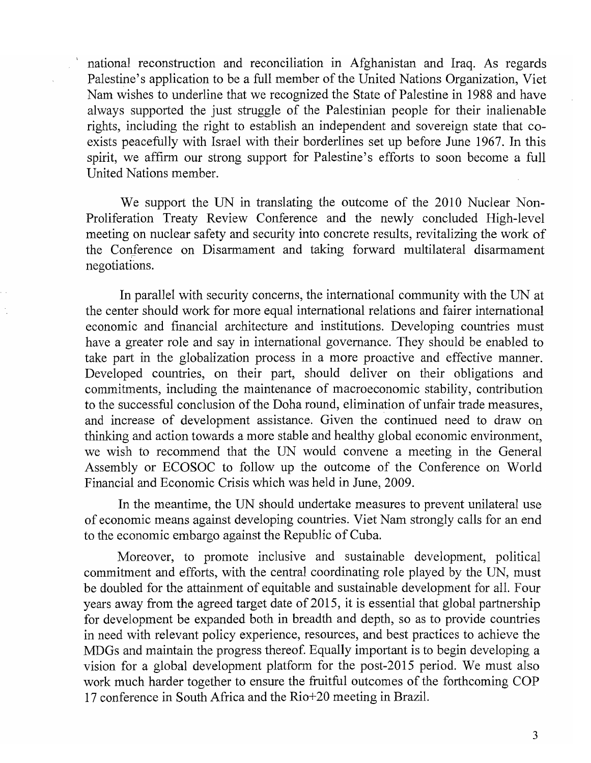national reconstruction and reconciliation in Afghanistan and Iraq. As regards Palestine's application to be a full member of the United Nations Organization, Viet Nam wishes to underline that we recognized the State of Palestine in 1988 and have always supported the just struggle of the Palestinian people for their inalienable rights, including the right to establish an independent and sovereign state that co-exists peacefully with Israel with their borderlines set up before June 1967. In this spirit, we affirm our strong support for Palestine's efforts to soon become a full United Nations member.

We support the UN in translating the outcome of the 2010 Nuclear Non-Proliferation Treaty Review Conference and the newly concluded High-level meeting on nuclear safety and security into concrete results, revitalizing the work of the Conference on Disarmament and taking forward multilateral disarmament negotiations.

In parallel with security concerns, the international community with the UN at the center should work for more equal international relations and fairer international economic and financial architecture and institutions. Developing countries must have a greater role and say in international governance. They should be enabled to take part in the globalization process in a more proactive and effective manner. Developed countries, on their part, should deliver on their obligations and commitments, including the maintenance of macroeconomic stability, contribution to the successful conclusion of the Doha round, elimination of unfair trade measures, and increase of development assistance. Given the continued need to draw on thinking and action towards a more stable and healthy global economic environment, we wish to recommend that the UN would convene a meeting in the General Assembly or ECOSOC to follow up the outcome of the Conference on World Financial and Economic Crisis which was held in June, 2009.

In the meantime, the UN should undertake measures to prevent unilateral use of economic means against developing countries. Viet Nam strongly calls for an end to the economic embargo against the Republic of Cuba.

Moreover, to promote inclusive and sustainable development, political commitment and efforts, with the central coordinating role played by the UN, must be doubled for the attainment of equitable and sustainable development for all. Four years away from the agreed target date of 2015, it is essential that global partnership for development be expanded both in breadth and depth, so as to provide countries in need with relevant policy experience, resources, and best practices to achieve the MDGs and maintain the progress thereof. Equally important is to begin developing a vision for a global development platform for the post-2015 period. We must also work much harder together to ensure the fruitful outcomes of the forthcoming COP 17 conference in South Africa and the Rio+20 meeting in Brazil.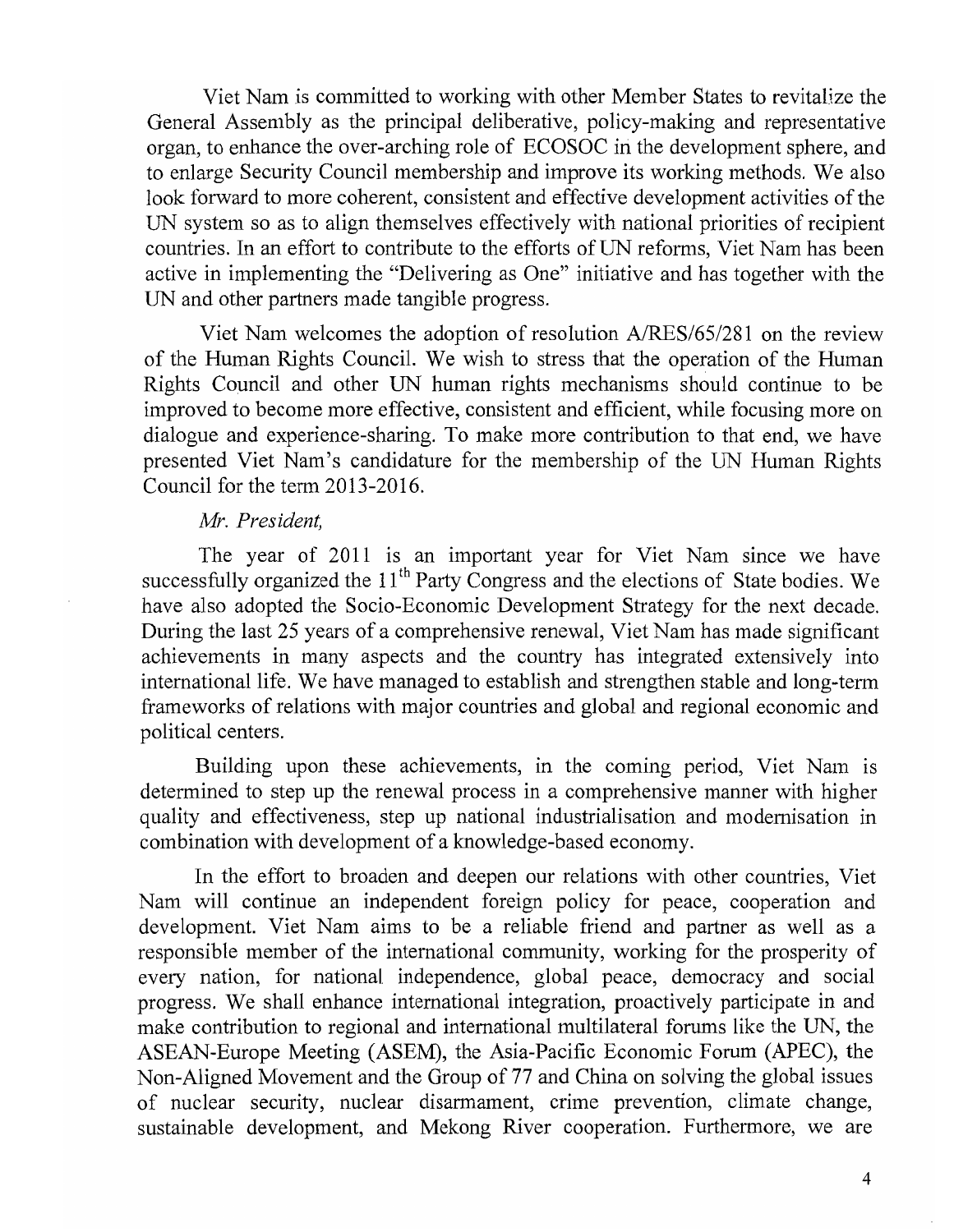Viet Nam is committed to working with other Member States to revitalize the General Assembly as the principal deliberative, policy-making and representative organ, to enhance the over-arching role of ECOSOC in the development sphere, and to enlarge Security Council membership and improve its working methods. We also look forward to more coherent, consistent and effective development activities of the UN system so as to align themselves effectively with national priorities of recipient countries. In an effort to contribute to the efforts of UN reforms, Viet Nam has been active in implementing the "Delivering as One" initiative and has together with the UN and other partners made tangible progress.

Viet Nam welcomes the adoption of resolution A/RES/65/281 on the review of the Human Rights Council. We wish to stress that the operation of the Human Rights Council and other UN human rights mechanisms should continue to be improved to become more effective, consistent and efficient, while focusing more on dialogue and experience-sharing. To make more contribution to that end, we have presented Viet Nam's candidature for the membership of the UN Human Rights Council for the term 2013-2016.

*Mr. President,*

The year of 2011 is an important year for Viet Nam since we have successfully organized the 11th Party Congress and the elections of State bodies. We have also adopted the Socio-Economic Development Strategy for the next decade. During the last 25 years of a comprehensive renewal, Viet Nam has made significant achievements in many aspects and the country has integrated extensively into international life. We have managed to establish and strengthen stable and long-term frameworks of relations with major countries and global and regional economic and political centers.

Building upon these achievements, in the coming period, Viet Nam is determined to step up the renewal process in a comprehensive manner with higher quality and effectiveness, step up national industrialisation and modernisation in combination with development of a knowledge-based economy.

In the effort to broaden and deepen our relations with other countries, Viet Nam will continue an independent foreign policy for peace, cooperation and development. Viet Nam aims to be a reliable friend and partner as well as a responsible member of the international community, working for the prosperity of every nation, for national independence, global peace, democracy and social progress. We shall enhance international integration, proactively participate in and make contribution to regional and international multilateral forums like the UN, the ASEAN-Europe Meeting (ASEM), the Asia-Pacific Economic Forum (APEC), the Non-Aligned Movement and the Group of 77 and China on solving the global issues of nuclear security, nuclear disarmament, crime prevention, climate change, sustainable development, and Mekong River cooperation. Furthermore, we are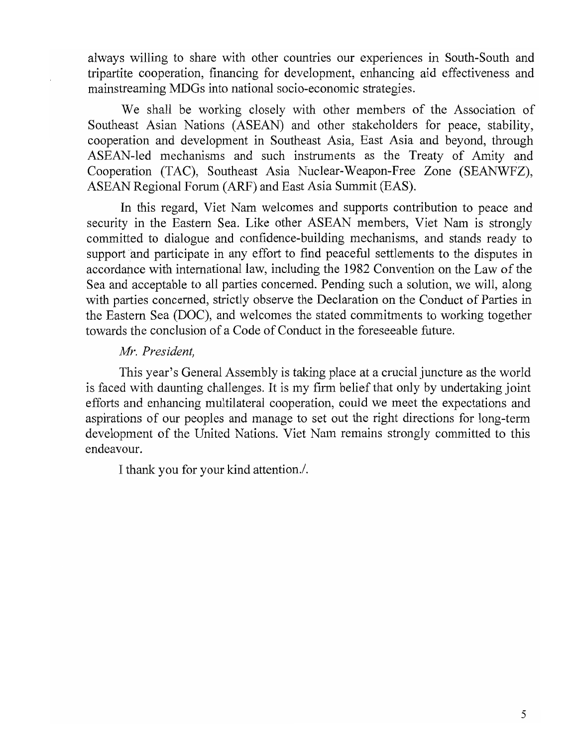always willing to share with other countries our experiences in South-South and tripartite cooperation, financing for development, enhancing aid effectiveness and mainstreaming MDGs into national socio-economic strategies.

We shall be working closely with other members of the Association of Southeast Asian Nations (ASEAN) and other stakeholders for peace, stability, cooperation and development in Southeast Asia, East Asia and beyond, through ASEAN-led mechanisms and such instruments as the Treaty of Amity and Cooperation (TAC), Southeast Asia Nuclear-Weapon-Free Zone (SEANWFZ), ASEAN Regional Forum (ARF) and East Asia Summit (EAS).

In this regard, Viet Nam welcomes and supports contribution to peace and security in the Eastern Sea. Like other ASEAN members, Viet Nam is strongly committed to dialogue and confidence-building mechanisms, and stands ready to support and participate in any effort to find peaceful settlements to the disputes in accordance with international law, including the 1982 Convention on the Law of the Sea and acceptable to all parties concerned. Pending such a solution, we will, along with parties concerned, strictly observe the Declaration on the Conduct of Parties in the Eastern Sea (DOC), and welcomes the stated commitments to working together towards the conclusion of a Code of Conduct in the foreseeable future.

*Mr. President,*

This year's General Assembly is taking place at a crucial juncture as the world is faced with daunting challenges. It is my firm belief that only by undertaking joint efforts and enhancing multilateral cooperation, could we meet the expectations and aspirations of our peoples and manage to set out the right directions for long-term development of the United Nations. Viet Nam remains strongly committed to this endeavour.

I thank you for your kind attention./.